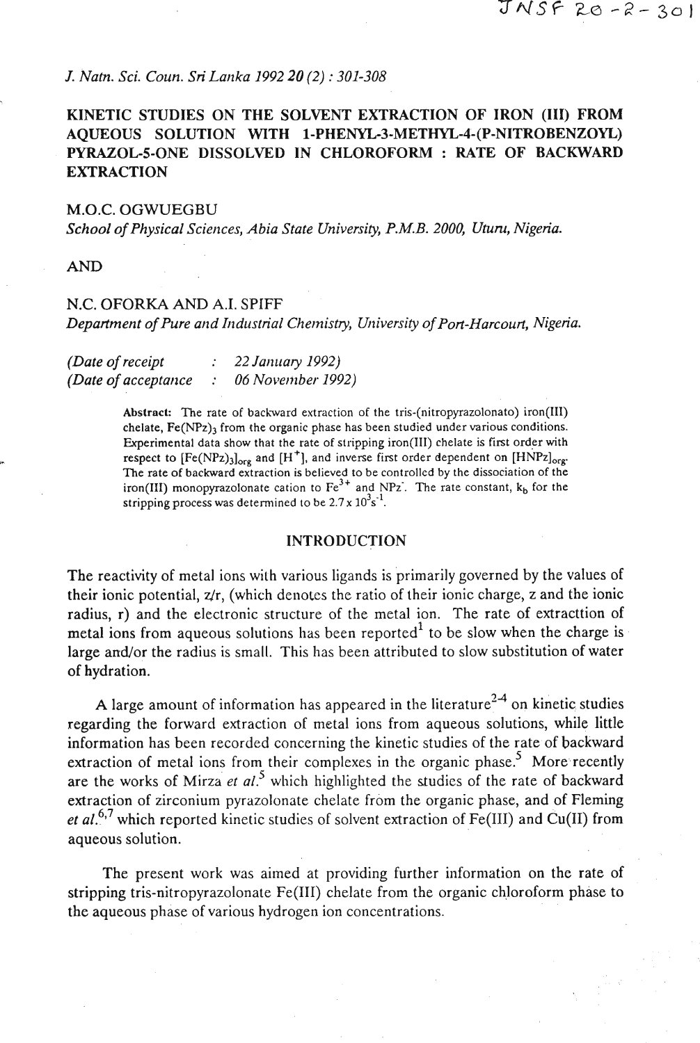*J. Natn. Sci. Coun. Sri Lanka 1992 20 (2) : 301-308*

# KINETIC STUDIES ON THE SOLVENT EXTRACTION OF IRON (III) FROM AQUEOUS SOLUTION WITH 1-PHENYL-3-METHYL-4-(P-NITROBENZOYL) PYRAZOL-5-ONE DISSOLVED IN CHLOROFORM : RATE OF BACKWARD EXTRACTION

M.O.C. OGWUEGBU

*School of Physical Sciences, Abia State University, P.M.B. 2000, Uturu, Nigeria.*

AND

N.C. OFORKA AND A.I. SPIFF

*Department of Pure and Industrial Chemistry, University of Port-Harcourt, Nigeria.*

*(Date of receipt : 22 January 1992)*
*(Date of acceptance : 06 November 1992)*

**Abstract:** The rate of backward extraction of the tris-(nitropyrazolonato) iron(III) chelate, $Fe(NPz)_3$ from the organic phase has been studied under various conditions. Experimental data show that the rate of stripping iron(III) chelate is first order with respect to $[Fe(NPz)_3]_{org}$ and $[H^+]$, and inverse first order dependent on $[HNPz]_{org}$. The rate of backward extraction is believed to be controlled by the dissociation of the iron(III) monopyrazolonate cation to $Fe^{3+}$ and $NPz^-$. The rate constant, $k_b$ for the stripping process was determined to be $2.7 \times 10^3 s^{-1}$.

## INTRODUCTION

The reactivity of metal ions with various ligands is primarily governed by the values of their ionic potential, z/r, (which denotes the ratio of their ionic charge, z and the ionic radius, r) and the electronic structure of the metal ion. The rate of extracttion of metal ions from aqueous solutions has been reported[1] to be slow when the charge is large and/or the radius is small. This has been attributed to slow substitution of water of hydration.

A large amount of information has appeared in the literature[2-4] on kinetic studies regarding the forward extraction of metal ions from aqueous solutions, while little information has been recorded concerning the kinetic studies of the rate of backward extraction of metal ions from their complexes in the organic phase.[5] More recently are the works of Mirza *et al.*[5] which highlighted the studies of the rate of backward extraction of zirconium pyrazolonate chelate from the organic phase, and of Fleming *et al.*[6,7] which reported kinetic studies of solvent extraction of Fe(III) and Cu(II) from aqueous solution.

The present work was aimed at providing further information on the rate of stripping tris-nitropyrazolonate Fe(III) chelate from the organic chloroform phase to the aqueous phase of various hydrogen ion concentrations.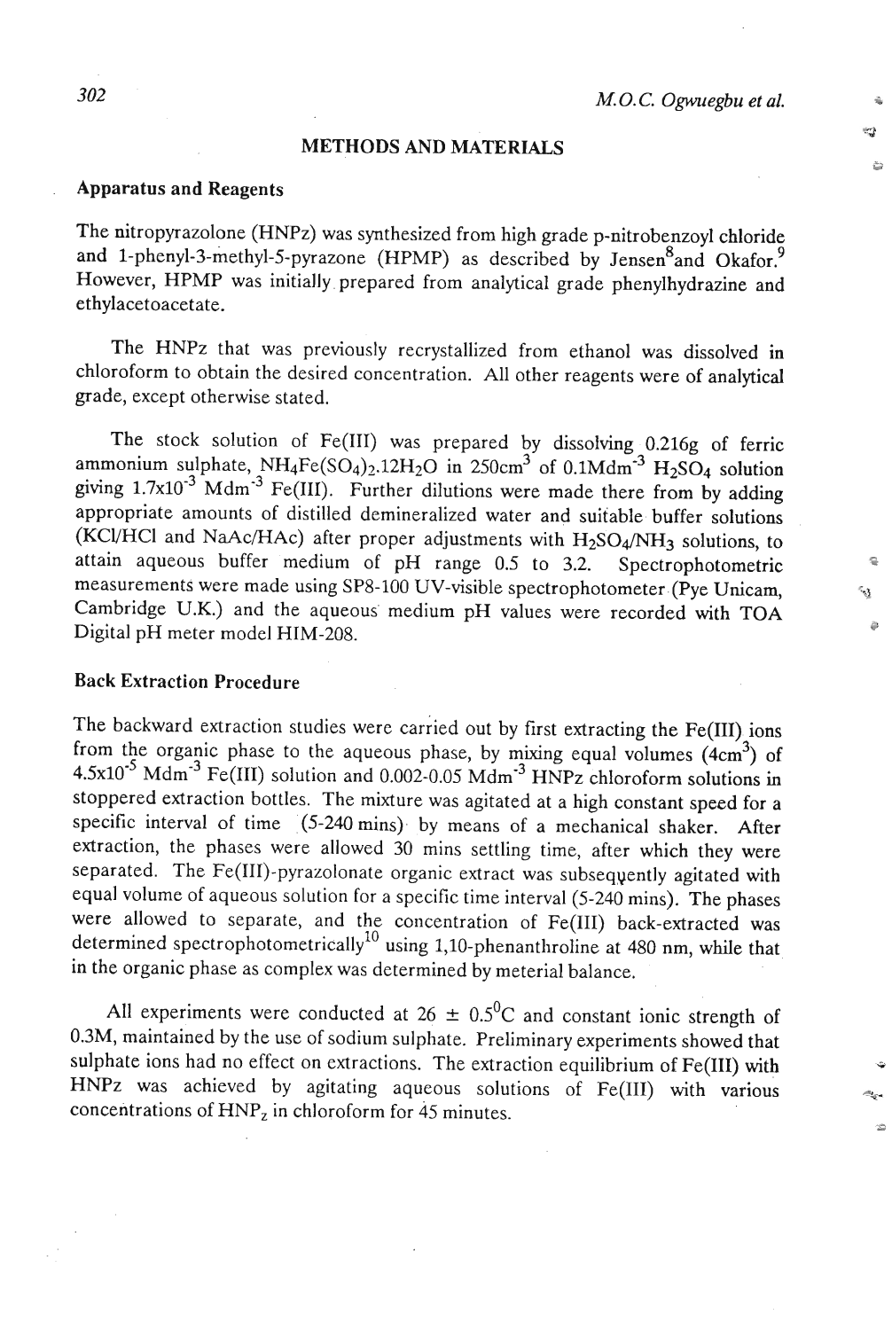## METHODS AND MATERIALS

### Apparatus and Reagents

The nitropyrazolone (HNPz) was synthesized from high grade p-nitrobenzoyl chloride and 1-phenyl-3-methyl-5-pyrazone (HPMP) as described by Jensen[8] and Okafor.[9] However, HPMP was initially prepared from analytical grade phenylhydrazine and ethylacetoacetate.

The HNPz that was previously recrystallized from ethanol was dissolved in chloroform to obtain the desired concentration. All other reagents were of analytical grade, except otherwise stated.

The stock solution of Fe(III) was prepared by dissolving 0.216g of ferric ammonium sulphate, $NH_4Fe(SO_4)_2.12H_2O$ in 250cm$^3$ of 0.1Mdm$^{-3}$ $H_2SO_4$ solution giving $1.7 \times 10^{-3}$ Mdm$^{-3}$ Fe(III). Further dilutions were made there from by adding appropriate amounts of distilled demineralized water and suitable buffer solutions (KCl/HCl and NaAc/HAc) after proper adjustments with $H_2SO_4$/$NH_3$ solutions, to attain aqueous buffer medium of pH range 0.5 to 3.2. Spectrophotometric measurements were made using SP8-100 UV-visible spectrophotometer (Pye Unicam, Cambridge U.K.) and the aqueous medium pH values were recorded with TOA Digital pH meter model HIM-208.

### Back Extraction Procedure

The backward extraction studies were carried out by first extracting the Fe(III) ions from the organic phase to the aqueous phase, by mixing equal volumes (4cm$^3$) of $4.5 \times 10^{-5}$ Mdm$^{-3}$ Fe(III) solution and 0.002-0.05 Mdm$^{-3}$ HNPz chloroform solutions in stoppered extraction bottles. The mixture was agitated at a high constant speed for a specific interval of time (5-240 mins) by means of a mechanical shaker. After extraction, the phases were allowed 30 mins settling time, after which they were separated. The Fe(III)-pyrazolonate organic extract was subseqyently agitated with equal volume of aqueous solution for a specific time interval (5-240 mins). The phases were allowed to separate, and the concentration of Fe(III) back-extracted was determined spectrophotometrically[10] using 1,10-phenanthroline at 480 nm, while that in the organic phase as complex was determined by meterial balance.

All experiments were conducted at 26 ± 0.5$^0$C and constant ionic strength of 0.3M, maintained by the use of sodium sulphate. Preliminary experiments showed that sulphate ions had no effect on extractions. The extraction equilibrium of Fe(III) with HNPz was achieved by agitating aqueous solutions of Fe(III) with various concentrations of $HNP_z$ in chloroform for 45 minutes.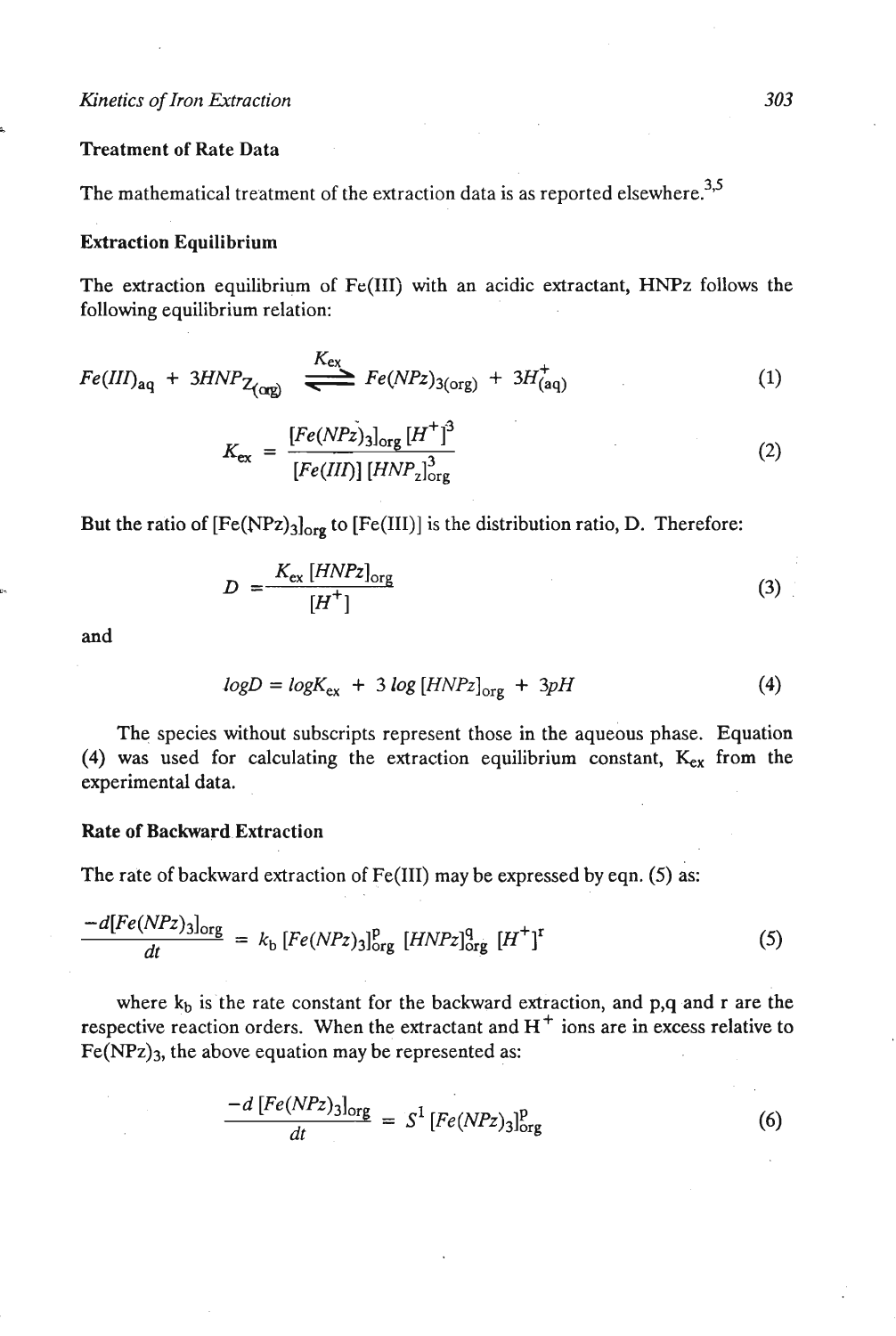## Treatment of Rate Data

The mathematical treatment of the extraction data is as reported elsewhere.[3,5]

## Extraction Equilibrium

The extraction equilibrium of Fe(III) with an acidic extractant, HNPz follows the following equilibrium relation:

$$Fe(III)_{aq} + 3HNPz_{(org)} \overset{K_{ex}}{\rightleftharpoons} Fe(NPz)_{3(org)} + 3H^{+}_{(aq)} \tag{1}$$

$$K_{ex} = \frac{[Fe(NPz)_3]_{org}\,[H^+]^3}{[Fe(III)]\,[HNP_z]^3_{org}} \tag{2}$$

But the ratio of $[Fe(NPz)_3]_{org}$ to [Fe(III)] is the distribution ratio, D. Therefore:

$$D = \frac{K_{ex}\,[HNPz]_{org}}{[H^+]} \tag{3}$$

and

$$logD = logK_{ex} + 3\,log\,[HNPz]_{org} + 3pH \tag{4}$$

The species without subscripts represent those in the aqueous phase. Equation (4) was used for calculating the extraction equilibrium constant, $K_{ex}$ from the experimental data.

## Rate of Backward Extraction

The rate of backward extraction of Fe(III) may be expressed by eqn. (5) as:

$$\frac{-d[Fe(NPz)_3]_{org}}{dt} = k_b\,[Fe(NPz)_3]^p_{org}\,[HNPz]^q_{org}\,[H^+]^r \tag{5}$$

where $k_b$ is the rate constant for the backward extraction, and p,q and r are the respective reaction orders. When the extractant and $H^+$ ions are in excess relative to $Fe(NPz)_3$, the above equation may be represented as:

$$\frac{-d\,[Fe(NPz)_3]_{org}}{dt} = S^1\,[Fe(NPz)_3]^p_{org} \tag{6}$$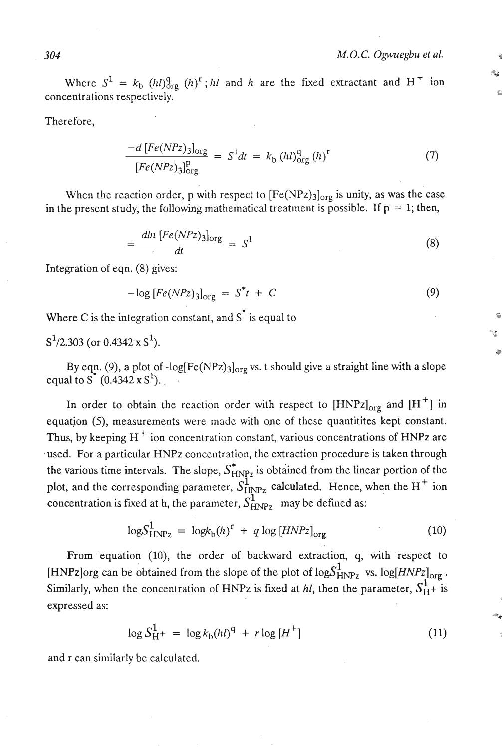Where $S^1 = k_b\,(hl)^q_{org}\,(h)^r$ ; $hl$ and $h$ are the fixed extractant and $H^+$ ion concentrations respectively.

Therefore,

$$\frac{-d\,[Fe(NPz)_3]_{org}}{[Fe(NPz)_3]^p_{org}} = S^1 dt = k_b\,(hl)^q_{org}\,(h)^r \tag{7}$$

When the reaction order, p with respect to $[Fe(NPz)_3]_{org}$ is unity, as was the case in the present study, the following mathematical treatment is possible. If p = 1; then,

$$= \frac{dln\,[Fe(NPz)_3]_{org}}{dt} = S^1 \tag{8}$$

Integration of eqn. (8) gives:

$$-\log\,[Fe(NPz)_3]_{org} = S^* t + C \tag{9}$$

Where C is the integration constant, and $S^*$ is equal to

$S^1/2.303$ (or $0.4342 \times S^1$).

By eqn. (9), a plot of $-\log[Fe(NPz)_3]_{org}$ vs. t should give a straight line with a slope equal to $S^*$ ($0.4342 \times S^1$).

In order to obtain the reaction order with respect to $[HNPz]_{org}$ and $[H^+]$ in equation (5), measurements were made with one of these quantitites kept constant. Thus, by keeping $H^+$ ion concentration constant, various concentrations of HNPz are used. For a particular HNPz concentration, the extraction procedure is taken through the various time intervals. The slope, $S^*_{HNPz}$ is obtained from the linear portion of the plot, and the corresponding parameter, $S^1_{HNPz}$ calculated. Hence, when the $H^+$ ion concentration is fixed at h, the parameter, $S^1_{HNPz}$ may be defined as:

$$\log S^1_{HNPz} = \log k_b (h)^r + q \log\,[HNPz]_{org} \tag{10}$$

From equation (10), the order of backward extraction, q, with respect to [HNPz]org can be obtained from the slope of the plot of $\log S^1_{HNPz}$ vs. $\log[HNPz]_{org}$. Similarly, when the concentration of HNPz is fixed at $hl$, then the parameter, $S^1_{H^+}$ is expressed as:

$$\log S^1_{H^+} = \log k_b (hl)^q + r \log\,[H^+] \tag{11}$$

and r can similarly be calculated.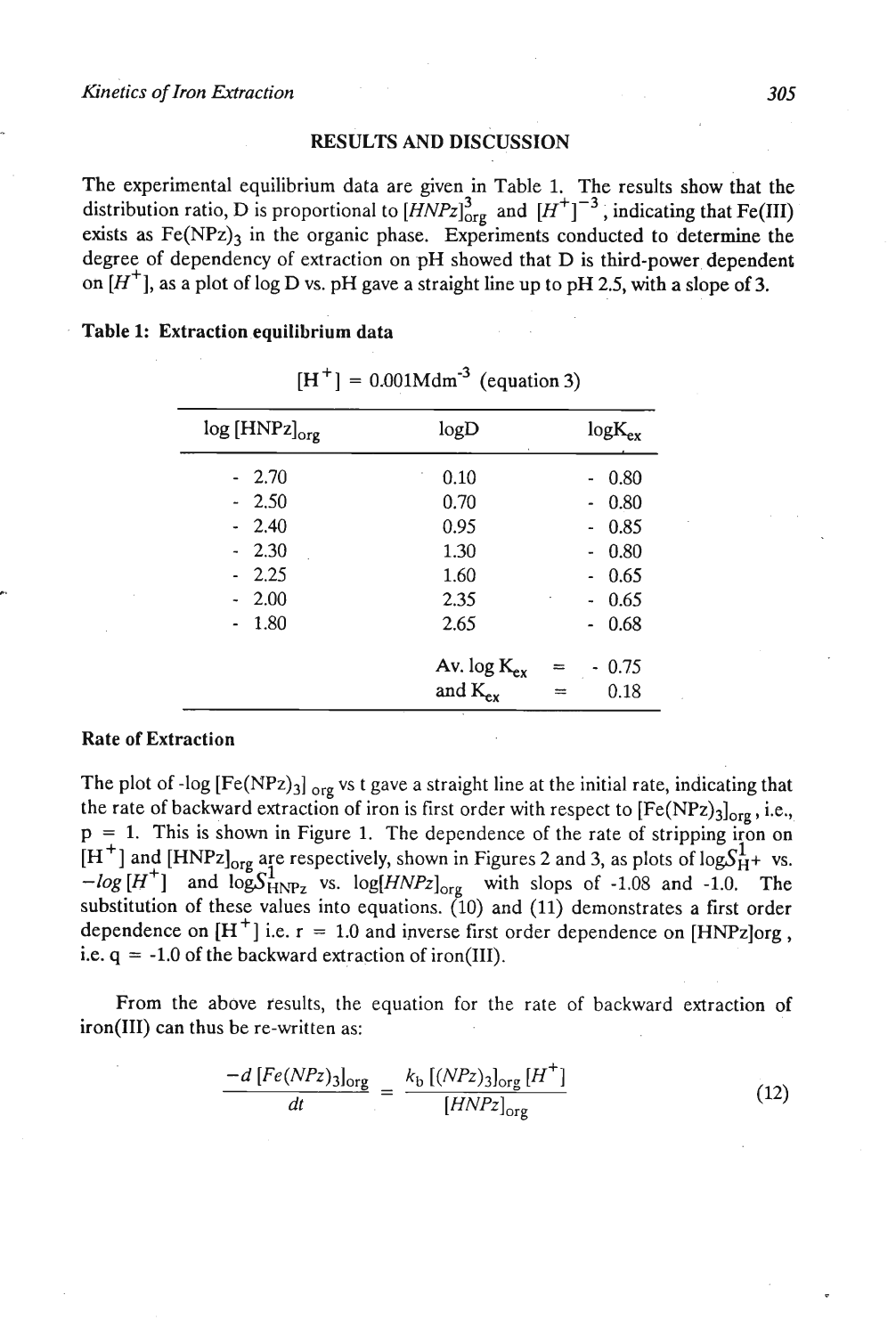## RESULTS AND DISCUSSION

The experimental equilibrium data are given in Table 1. The results show that the distribution ratio, D is proportional to $[HNPz]^3_{org}$ and $[H^+]^{-3}$, indicating that Fe(III) exists as $Fe(NPz)_3$ in the organic phase. Experiments conducted to determine the degree of dependency of extraction on pH showed that D is third-power dependent on $[H^+]$, as a plot of log D vs. pH gave a straight line up to pH 2.5, with a slope of 3.

**Table 1: Extraction equilibrium data**

$[H^+] = 0.001 Mdm^{-3}$ (equation 3)

| $\log [HNPz]_{org}$ | logD | $\log K_{ex}$ |
|---|---|---|
| - 2.70 | 0.10 | - 0.80 |
| - 2.50 | 0.70 | - 0.80 |
| - 2.40 | 0.95 | - 0.85 |
| - 2.30 | 1.30 | - 0.80 |
| - 2.25 | 1.60 | - 0.65 |
| - 2.00 | 2.35 | - 0.65 |
| - 1.80 | 2.65 | - 0.68 |
| | Av. $\log K_{ex}$ = | - 0.75 |
| | and $K_{ex}$ = | 0.18 |

**Rate of Extraction**

The plot of $-\log [Fe(NPz)_3]_{org}$ vs t gave a straight line at the initial rate, indicating that the rate of backward extraction of iron is first order with respect to $[Fe(NPz)_3]_{org}$, i.e., p = 1. This is shown in Figure 1. The dependence of the rate of stripping iron on $[H^+]$ and $[HNPz]_{org}$ are respectively, shown in Figures 2 and 3, as plots of $\log S^1_{H^+}$ vs. $-\log [H^+]$ and $\log S^1_{HNPz}$ vs. $\log[HNPz]_{org}$ with slops of -1.08 and -1.0. The substitution of these values into equations. (10) and (11) demonstrates a first order dependence on $[H^+]$ i.e. r = 1.0 and inverse first order dependence on [HNPz]org, i.e. q = -1.0 of the backward extraction of iron(III).

From the above results, the equation for the rate of backward extraction of iron(III) can thus be re-written as:

$$\frac{-d\,[Fe(NPz)_3]_{org}}{dt} = \frac{k_b\,[(NPz)_3]_{org}\,[H^+]}{[HNPz]_{org}} \tag{12}$$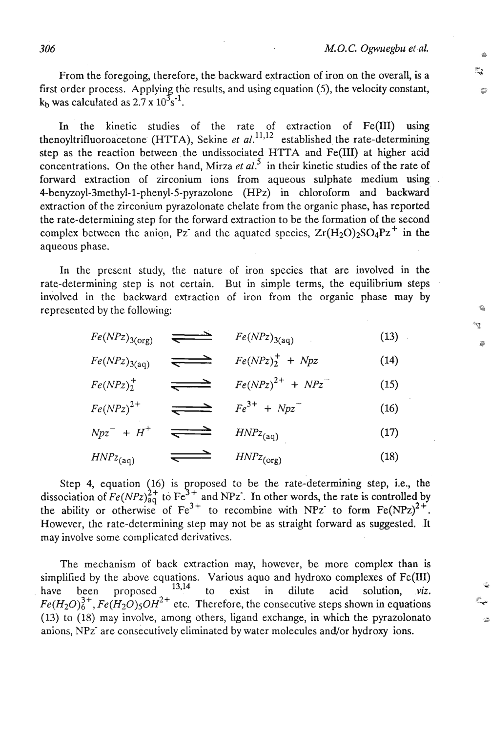From the foregoing, therefore, the backward extraction of iron on the overall, is a first order process. Applying the results, and using equation (5), the velocity constant, $k_b$ was calculated as $2.7 \times 10^3 s^{-1}$.

In the kinetic studies of the rate of extraction of Fe(III) using thenoyltrifluoroacetone (HTTA), Sekine *et al.*[11,12] established the rate-determining step as the reaction between the undissociated HTTA and Fe(III) at higher acid concentrations. On the other hand, Mirza *et al.*[5] in their kinetic studies of the rate of forward extraction of zirconium ions from aqueous sulphate medium using 4-benyzoyl-3methyl-1-phenyl-5-pyrazolone (HPz) in chloroform and backward extraction of the zirconium pyrazolonate chelate from the organic phase, has reported the rate-determining step for the forward extraction to be the formation of the second complex between the anion, $Pz^-$ and the aquated species, $Zr(H_2O)_2SO_4Pz^+$ in the aqueous phase.

In the present study, the nature of iron species that are involved in the rate-determining step is not certain. But in simple terms, the equilibrium steps involved in the backward extraction of iron from the organic phase may by represented by the following:

$$Fe(NPz)_{3(org)} \rightleftharpoons Fe(NPz)_{3(aq)} \qquad (13)$$

$$Fe(NPz)_{3(aq)} \rightleftharpoons Fe(NPz)_2^+ + Npz \qquad (14)$$

$$Fe(NPz)_2^+ \rightleftharpoons Fe(NPz)^{2+} + NPz^- \qquad (15)$$

$$Fe(NPz)^{2+} \rightleftharpoons Fe^{3+} + Npz^- \qquad (16)$$

$$Npz^- + H^+ \rightleftharpoons HNPz_{(aq)} \qquad (17)$$

$$HNPz_{(aq)} \rightleftharpoons HNPz_{(org)} \qquad (18)$$

Step 4, equation (16) is proposed to be the rate-determining step, i.e., the dissociation of $Fe(NPz)^{2+}_{aq}$ to $Fe^{3+}$ and $NPz^-$. In other words, the rate is controlled by the ability or otherwise of $Fe^{3+}$ to recombine with $NPz^-$ to form $Fe(NPz)^{2+}$. However, the rate-determining step may not be as straight forward as suggested. It may involve some complicated derivatives.

The mechanism of back extraction may, however, be more complex than is simplified by the above equations. Various aquo and hydroxo complexes of Fe(III) have been proposed [13,14] to exist in dilute acid solution, *viz.* $Fe(H_2O)_6^{3+}$, $Fe(H_2O)_5OH^{2+}$ etc. Therefore, the consecutive steps shown in equations (13) to (18) may involve, among others, ligand exchange, in which the pyrazolonato anions, $NPz^-$ are consecutively eliminated by water molecules and/or hydroxy ions.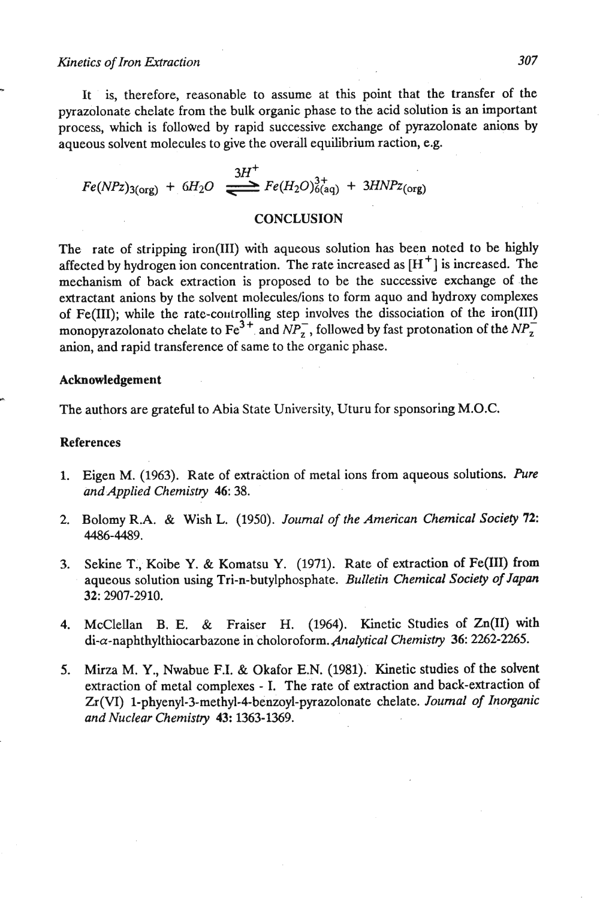It is, therefore, reasonable to assume at this point that the transfer of the pyrazolonate chelate from the bulk organic phase to the acid solution is an important process, which is followed by rapid successive exchange of pyrazolonate anions by aqueous solvent molecules to give the overall equilibrium raction, e.g.

$$Fe(NPz)_{3(org)} + 6H_2O \underset{}{\overset{3H^+}{\rightleftharpoons}} Fe(H_2O)^{3+}_{6(aq)} + 3HNPz_{(org)}$$

## CONCLUSION

The rate of stripping iron(III) with aqueous solution has been noted to be highly affected by hydrogen ion concentration. The rate increased as $[H^+]$ is increased. The mechanism of back extraction is proposed to be the successive exchange of the extractant anions by the solvent molecules/ions to form aquo and hydroxy complexes of Fe(III); while the rate-controlling step involves the dissociation of the iron(III) monopyrazolonato chelate to $Fe^{3+}$ and $NP_z^-$, followed by fast protonation of the $NP_z^-$ anion, and rapid transference of same to the organic phase.

### Acknowledgement

The authors are grateful to Abia State University, Uturu for sponsoring M.O.C.

### References

1. Eigen M. (1963). Rate of extraction of metal ions from aqueous solutions. *Pure and Applied Chemistry* **46**: 38.
2. Bolomy R.A. & Wish L. (1950). *Journal of the American Chemical Society* **72**: 4486-4489.
3. Sekine T., Koibe Y. & Komatsu Y. (1971). Rate of extraction of Fe(III) from aqueous solution using Tri-n-butylphosphate. *Bulletin Chemical Society of Japan* **32**: 2907-2910.
4. McClellan B. E. & Fraiser H. (1964). Kinetic Studies of Zn(II) with di-$\alpha$-naphthylthiocarbazone in choloroform. *Analytical Chemistry* **36**: 2262-2265.
5. Mirza M. Y., Nwabue F.I. & Okafor E.N. (1981). Kinetic studies of the solvent extraction of metal complexes - I. The rate of extraction and back-extraction of Zr(VI) 1-phyenyl-3-methyl-4-benzoyl-pyrazolonate chelate. *Journal of Inorganic and Nuclear Chemistry* **43**: 1363-1369.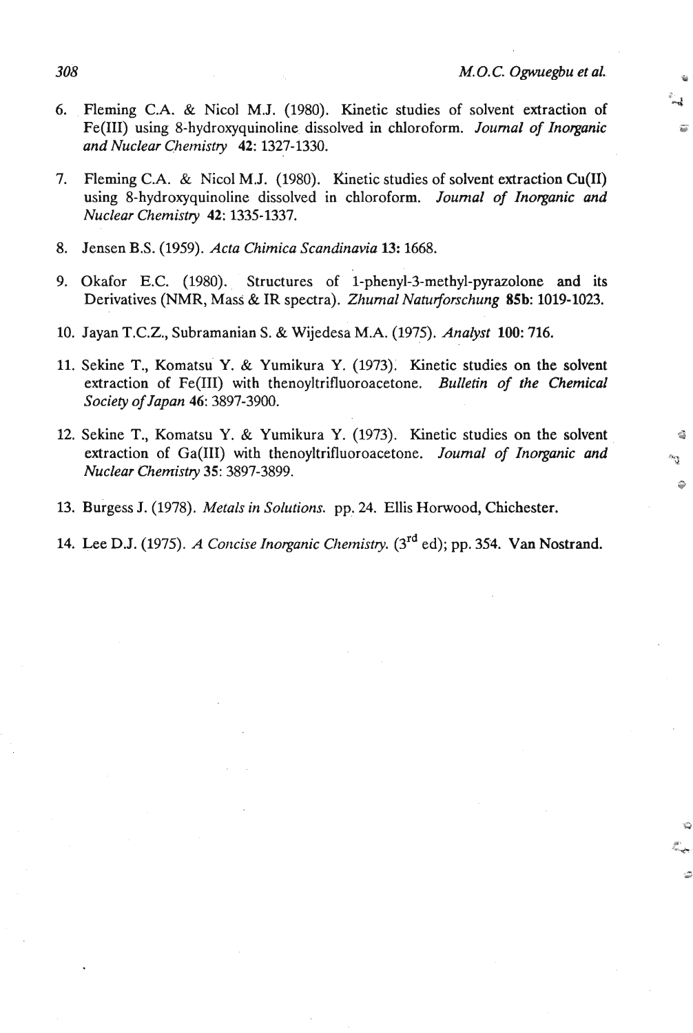6. Fleming C.A. & Nicol M.J. (1980). Kinetic studies of solvent extraction of Fe(III) using 8-hydroxyquinoline dissolved in chloroform. *Journal of Inorganic and Nuclear Chemistry* **42**: 1327-1330.

7. Fleming C.A. & Nicol M.J. (1980). Kinetic studies of solvent extraction Cu(II) using 8-hydroxyquinoline dissolved in chloroform. *Journal of Inorganic and Nuclear Chemistry* **42**: 1335-1337.

8. Jensen B.S. (1959). *Acta Chimica Scandinavia* **13:** 1668.

9. Okafor E.C. (1980). Structures of 1-phenyl-3-methyl-pyrazolone and its Derivatives (NMR, Mass & IR spectra). *Zhurnal Naturforschung* **85b**: 1019-1023.

10. Jayan T.C.Z., Subramanian S. & Wijedesa M.A. (1975). *Analyst* **100:** 716.

11. Sekine T., Komatsu Y. & Yumikura Y. (1973). Kinetic studies on the solvent extraction of Fe(III) with thenoyltrifluoroacetone. *Bulletin of the Chemical Society of Japan* **46**: 3897-3900.

12. Sekine T., Komatsu Y. & Yumikura Y. (1973). Kinetic studies on the solvent extraction of Ga(III) with thenoyltrifluoroacetone. *Journal of Inorganic and Nuclear Chemistry* **35**: 3897-3899.

13. Burgess J. (1978). *Metals in Solutions.* pp. 24. Ellis Horwood, Chichester.

14. Lee D.J. (1975). *A Concise Inorganic Chemistry.* (3rd ed); pp. 354. Van Nostrand.